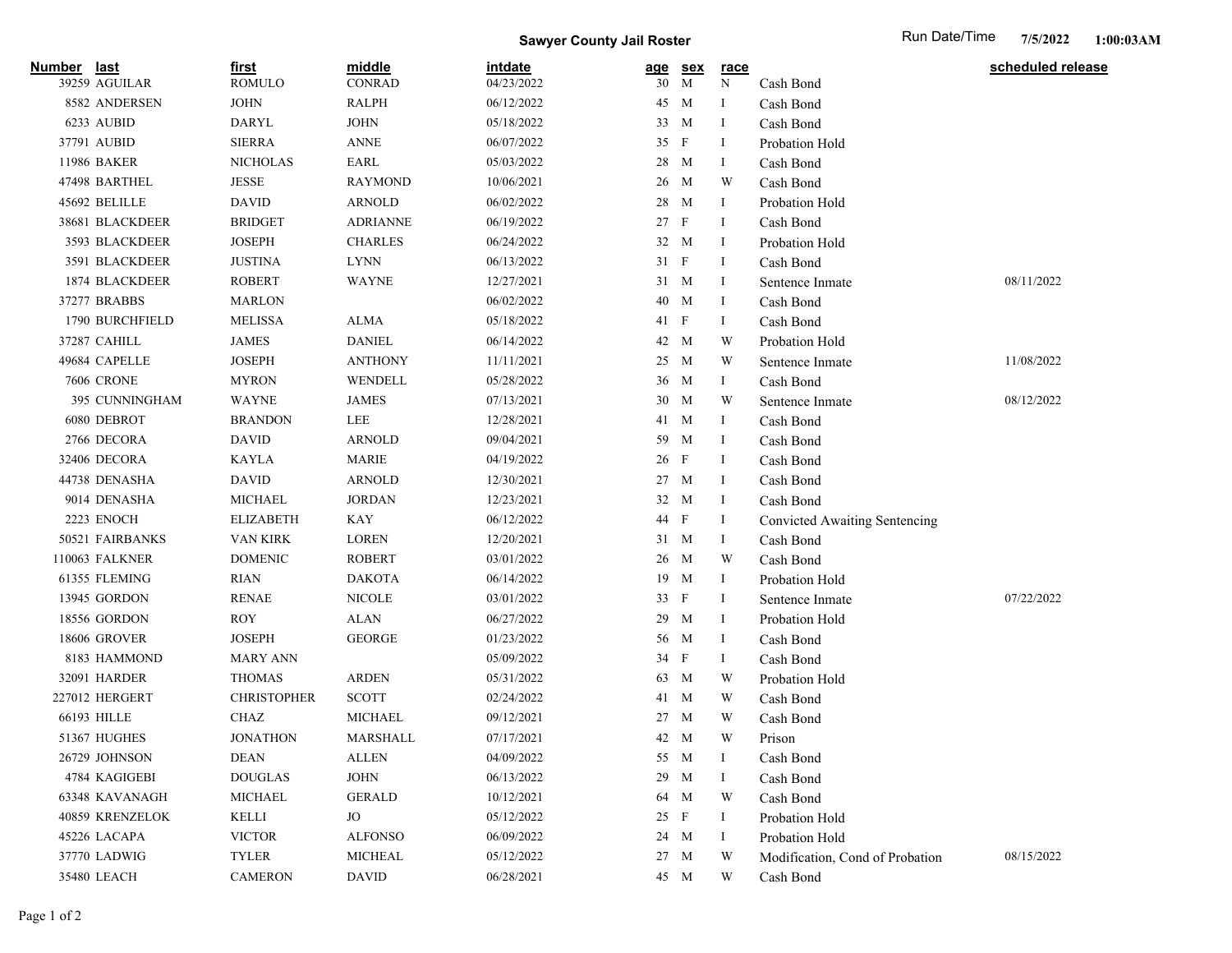# Sawyer County Jail Roster

Run Date/Time **7/5/2022** **1:00:03AM**

| Number | last | first | middle | intdate | age | sex | race | | scheduled release |
|---|---|---|---|---|---|---|---|---|---|
| 39259 | AGUILAR | ROMULO | CONRAD | 04/23/2022 | 30 | M | N | Cash Bond | |
| 8582 | ANDERSEN | JOHN | RALPH | 06/12/2022 | 45 | M | I | Cash Bond | |
| 6233 | AUBID | DARYL | JOHN | 05/18/2022 | 33 | M | I | Cash Bond | |
| 37791 | AUBID | SIERRA | ANNE | 06/07/2022 | 35 | F | I | Probation Hold | |
| 11986 | BAKER | NICHOLAS | EARL | 05/03/2022 | 28 | M | I | Cash Bond | |
| 47498 | BARTHEL | JESSE | RAYMOND | 10/06/2021 | 26 | M | W | Cash Bond | |
| 45692 | BELILLE | DAVID | ARNOLD | 06/02/2022 | 28 | M | I | Probation Hold | |
| 38681 | BLACKDEER | BRIDGET | ADRIANNE | 06/19/2022 | 27 | F | I | Cash Bond | |
| 3593 | BLACKDEER | JOSEPH | CHARLES | 06/24/2022 | 32 | M | I | Probation Hold | |
| 3591 | BLACKDEER | JUSTINA | LYNN | 06/13/2022 | 31 | F | I | Cash Bond | |
| 1874 | BLACKDEER | ROBERT | WAYNE | 12/27/2021 | 31 | M | I | Sentence Inmate | 08/11/2022 |
| 37277 | BRABBS | MARLON | | 06/02/2022 | 40 | M | I | Cash Bond | |
| 1790 | BURCHFIELD | MELISSA | ALMA | 05/18/2022 | 41 | F | I | Cash Bond | |
| 37287 | CAHILL | JAMES | DANIEL | 06/14/2022 | 42 | M | W | Probation Hold | |
| 49684 | CAPELLE | JOSEPH | ANTHONY | 11/11/2021 | 25 | M | W | Sentence Inmate | 11/08/2022 |
| 7606 | CRONE | MYRON | WENDELL | 05/28/2022 | 36 | M | I | Cash Bond | |
| 395 | CUNNINGHAM | WAYNE | JAMES | 07/13/2021 | 30 | M | W | Sentence Inmate | 08/12/2022 |
| 6080 | DEBROT | BRANDON | LEE | 12/28/2021 | 41 | M | I | Cash Bond | |
| 2766 | DECORA | DAVID | ARNOLD | 09/04/2021 | 59 | M | I | Cash Bond | |
| 32406 | DECORA | KAYLA | MARIE | 04/19/2022 | 26 | F | I | Cash Bond | |
| 44738 | DENASHA | DAVID | ARNOLD | 12/30/2021 | 27 | M | I | Cash Bond | |
| 9014 | DENASHA | MICHAEL | JORDAN | 12/23/2021 | 32 | M | I | Cash Bond | |
| 2223 | ENOCH | ELIZABETH | KAY | 06/12/2022 | 44 | F | I | Convicted Awaiting Sentencing | |
| 50521 | FAIRBANKS | VAN KIRK | LOREN | 12/20/2021 | 31 | M | I | Cash Bond | |
| 110063 | FALKNER | DOMENIC | ROBERT | 03/01/2022 | 26 | M | W | Cash Bond | |
| 61355 | FLEMING | RIAN | DAKOTA | 06/14/2022 | 19 | M | I | Probation Hold | |
| 13945 | GORDON | RENAE | NICOLE | 03/01/2022 | 33 | F | I | Sentence Inmate | 07/22/2022 |
| 18556 | GORDON | ROY | ALAN | 06/27/2022 | 29 | M | I | Probation Hold | |
| 18606 | GROVER | JOSEPH | GEORGE | 01/23/2022 | 56 | M | I | Cash Bond | |
| 8183 | HAMMOND | MARY ANN | | 05/09/2022 | 34 | F | I | Cash Bond | |
| 32091 | HARDER | THOMAS | ARDEN | 05/31/2022 | 63 | M | W | Probation Hold | |
| 227012 | HERGERT | CHRISTOPHER | SCOTT | 02/24/2022 | 41 | M | W | Cash Bond | |
| 66193 | HILLE | CHAZ | MICHAEL | 09/12/2021 | 27 | M | W | Cash Bond | |
| 51367 | HUGHES | JONATHON | MARSHALL | 07/17/2021 | 42 | M | W | Prison | |
| 26729 | JOHNSON | DEAN | ALLEN | 04/09/2022 | 55 | M | I | Cash Bond | |
| 4784 | KAGIGEBI | DOUGLAS | JOHN | 06/13/2022 | 29 | M | I | Cash Bond | |
| 63348 | KAVANAGH | MICHAEL | GERALD | 10/12/2021 | 64 | M | W | Cash Bond | |
| 40859 | KRENZELOK | KELLI | JO | 05/12/2022 | 25 | F | I | Probation Hold | |
| 45226 | LACAPA | VICTOR | ALFONSO | 06/09/2022 | 24 | M | I | Probation Hold | |
| 37770 | LADWIG | TYLER | MICHEAL | 05/12/2022 | 27 | M | W | Modification, Cond of Probation | 08/15/2022 |
| 35480 | LEACH | CAMERON | DAVID | 06/28/2021 | 45 | M | W | Cash Bond | |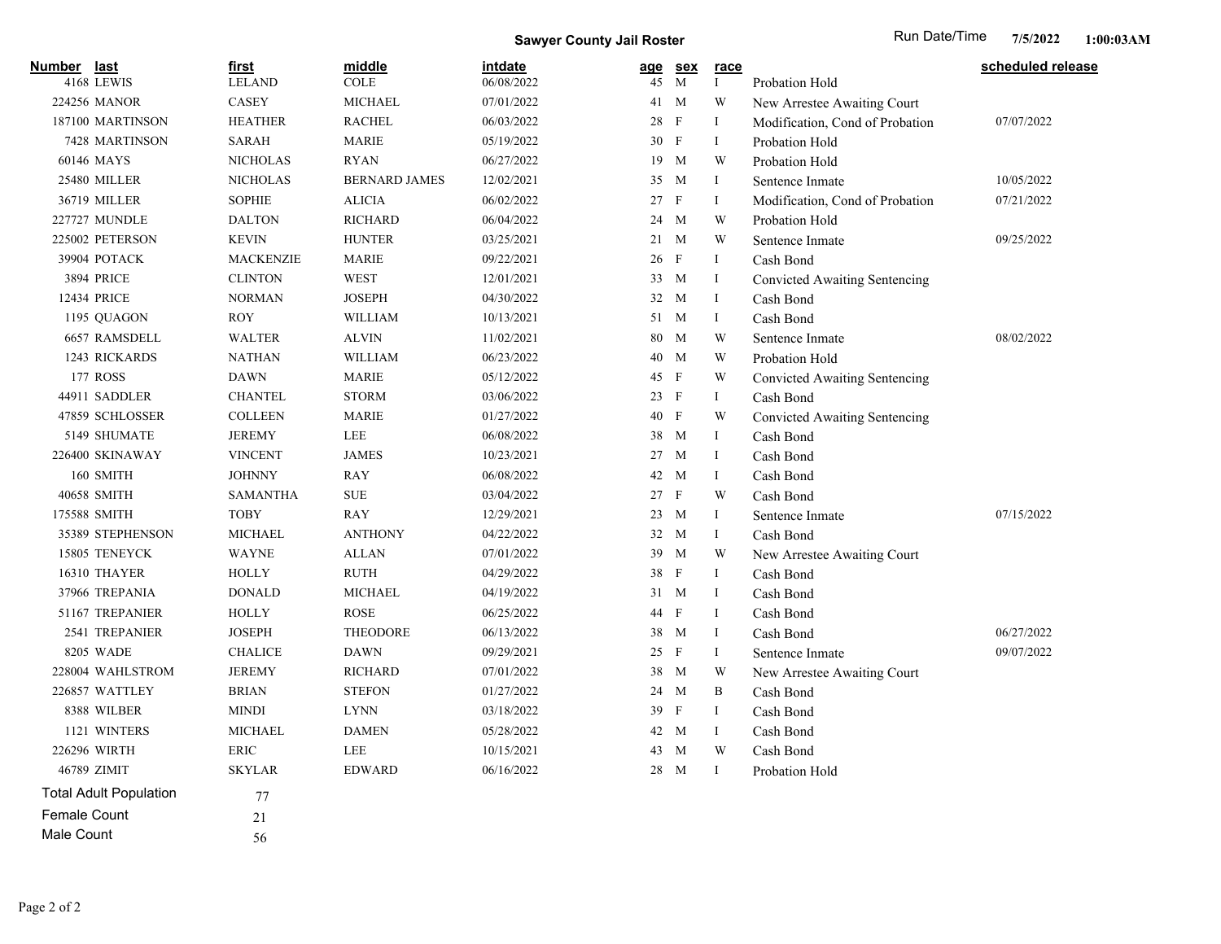# Sawyer County Jail Roster

Run Date/Time **7/5/2022** **1:00:03AM**

| Number | last | first | middle | intdate | age | sex | race | | scheduled release |
|---|---|---|---|---|---|---|---|---|---|
| 4168 | LEWIS | LELAND | COLE | 06/08/2022 | 45 | M | I | Probation Hold | |
| 224256 | MANOR | CASEY | MICHAEL | 07/01/2022 | 41 | M | W | New Arrestee Awaiting Court | |
| 187100 | MARTINSON | HEATHER | RACHEL | 06/03/2022 | 28 | F | I | Modification, Cond of Probation | 07/07/2022 |
| 7428 | MARTINSON | SARAH | MARIE | 05/19/2022 | 30 | F | I | Probation Hold | |
| 60146 | MAYS | NICHOLAS | RYAN | 06/27/2022 | 19 | M | W | Probation Hold | |
| 25480 | MILLER | NICHOLAS | BERNARD JAMES | 12/02/2021 | 35 | M | I | Sentence Inmate | 10/05/2022 |
| 36719 | MILLER | SOPHIE | ALICIA | 06/02/2022 | 27 | F | I | Modification, Cond of Probation | 07/21/2022 |
| 227727 | MUNDLE | DALTON | RICHARD | 06/04/2022 | 24 | M | W | Probation Hold | |
| 225002 | PETERSON | KEVIN | HUNTER | 03/25/2021 | 21 | M | W | Sentence Inmate | 09/25/2022 |
| 39904 | POTACK | MACKENZIE | MARIE | 09/22/2021 | 26 | F | I | Cash Bond | |
| 3894 | PRICE | CLINTON | WEST | 12/01/2021 | 33 | M | I | Convicted Awaiting Sentencing | |
| 12434 | PRICE | NORMAN | JOSEPH | 04/30/2022 | 32 | M | I | Cash Bond | |
| 1195 | QUAGON | ROY | WILLIAM | 10/13/2021 | 51 | M | I | Cash Bond | |
| 6657 | RAMSDELL | WALTER | ALVIN | 11/02/2021 | 80 | M | W | Sentence Inmate | 08/02/2022 |
| 1243 | RICKARDS | NATHAN | WILLIAM | 06/23/2022 | 40 | M | W | Probation Hold | |
| 177 | ROSS | DAWN | MARIE | 05/12/2022 | 45 | F | W | Convicted Awaiting Sentencing | |
| 44911 | SADDLER | CHANTEL | STORM | 03/06/2022 | 23 | F | I | Cash Bond | |
| 47859 | SCHLOSSER | COLLEEN | MARIE | 01/27/2022 | 40 | F | W | Convicted Awaiting Sentencing | |
| 5149 | SHUMATE | JEREMY | LEE | 06/08/2022 | 38 | M | I | Cash Bond | |
| 226400 | SKINAWAY | VINCENT | JAMES | 10/23/2021 | 27 | M | I | Cash Bond | |
| 160 | SMITH | JOHNNY | RAY | 06/08/2022 | 42 | M | I | Cash Bond | |
| 40658 | SMITH | SAMANTHA | SUE | 03/04/2022 | 27 | F | W | Cash Bond | |
| 175588 | SMITH | TOBY | RAY | 12/29/2021 | 23 | M | I | Sentence Inmate | 07/15/2022 |
| 35389 | STEPHENSON | MICHAEL | ANTHONY | 04/22/2022 | 32 | M | I | Cash Bond | |
| 15805 | TENEYCK | WAYNE | ALLAN | 07/01/2022 | 39 | M | W | New Arrestee Awaiting Court | |
| 16310 | THAYER | HOLLY | RUTH | 04/29/2022 | 38 | F | I | Cash Bond | |
| 37966 | TREPANIA | DONALD | MICHAEL | 04/19/2022 | 31 | M | I | Cash Bond | |
| 51167 | TREPANIER | HOLLY | ROSE | 06/25/2022 | 44 | F | I | Cash Bond | |
| 2541 | TREPANIER | JOSEPH | THEODORE | 06/13/2022 | 38 | M | I | Cash Bond | 06/27/2022 |
| 8205 | WADE | CHALICE | DAWN | 09/29/2021 | 25 | F | I | Sentence Inmate | 09/07/2022 |
| 228004 | WAHLSTROM | JEREMY | RICHARD | 07/01/2022 | 38 | M | W | New Arrestee Awaiting Court | |
| 226857 | WATTLEY | BRIAN | STEFON | 01/27/2022 | 24 | M | B | Cash Bond | |
| 8388 | WILBER | MINDI | LYNN | 03/18/2022 | 39 | F | I | Cash Bond | |
| 1121 | WINTERS | MICHAEL | DAMEN | 05/28/2022 | 42 | M | I | Cash Bond | |
| 226296 | WIRTH | ERIC | LEE | 10/15/2021 | 43 | M | W | Cash Bond | |
| 46789 | ZIMIT | SKYLAR | EDWARD | 06/16/2022 | 28 | M | I | Probation Hold | |

| | |
|---|---|
| Total Adult Population | 77 |
| Female Count | 21 |
| Male Count | 56 |